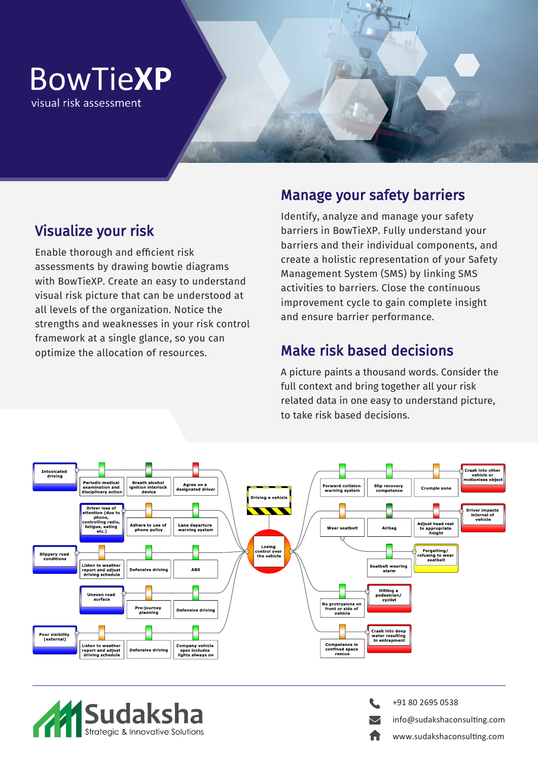# BowTieXP

visual risk assessment

## Visualize your risk

Enable thorough and efficient risk assessments by drawing bowtie diagrams with BowTieXP. Create an easy to understand visual risk picture that can be understood at all levels of the organization. Notice the strengths and weaknesses in your risk control framework at a single glance, so you can optimize the allocation of resources.

## Manage your safety barriers

Identify, analyze and manage your safety barriers in BowTieXP. Fully understand your barriers and their individual components, and create a holistic representation of your Safety Management System (SMS) by linking SMS activities to barriers. Close the continuous improvement cycle to gain complete insight and ensure barrier performance.

## Make risk based decisions

A picture paints a thousand words. Consider the full context and bring together all your risk related data in one easy to understand picture, to take risk based decisions.

Driving a vehicle

Losing control over the vehicle

Intoxicated driving

Periodic medical examination and disciplinary action

Breath alcohol ignition interlock device

Agree on a designated driver

Driver loss of attention (due to phone, controlling radio, fatigue, eating etc.)

Adhere to use of phone policy

Lane departure warning system

Slippery road conditions

Listen to weather report and adjust driving schedule

Defensive driving

ABS

Uneven road surface

Pre-journey planning

Defensive driving

Poor visibility (external)

Listen to weather report and adjust driving schedule

Defensive driving

Company vehicle spec includes lights always on

Forward collision warning system

Slip recovery competence

Crumple zone

Crash into other vehicle or motionless object

Wear seatbelt

Airbag

Adjust head rest to appropriate height

Driver impacts internal of vehicle

Seatbelt wearing alarm

Forgetting/ refusing to wear seatbelt

No protrusions on front or side of vehicle

Hitting a pedestrian/ cyclist

Competence in confined space rescue

Crash into deep water resulting in entrapment

Sudaksha
Strategic & Innovative Solutions

+91 80 2695 0538

info@sudakshaconsulting.com

www.sudakshaconsulting.com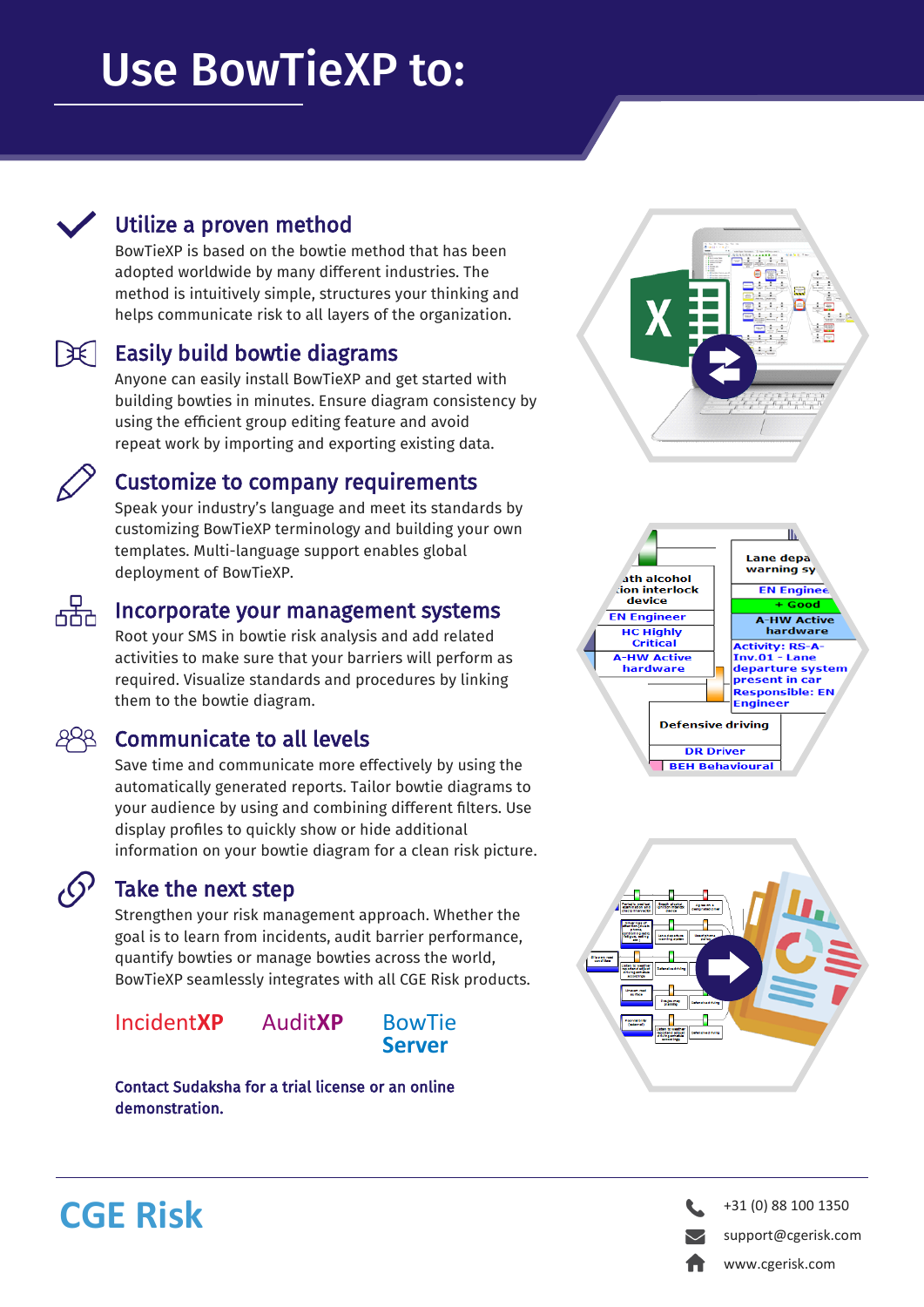# Use BowTieXP to:

## Utilize a proven method

BowTieXP is based on the bowtie method that has been adopted worldwide by many different industries. The method is intuitively simple, structures your thinking and helps communicate risk to all layers of the organization.

## Easily build bowtie diagrams

Anyone can easily install BowTieXP and get started with building bowties in minutes. Ensure diagram consistency by using the efficient group editing feature and avoid repeat work by importing and exporting existing data.

## Customize to company requirements

Speak your industry's language and meet its standards by customizing BowTieXP terminology and building your own templates. Multi-language support enables global deployment of BowTieXP.

## Incorporate your management systems

Root your SMS in bowtie risk analysis and add related activities to make sure that your barriers will perform as required. Visualize standards and procedures by linking them to the bowtie diagram.

## Communicate to all levels

Save time and communicate more effectively by using the automatically generated reports. Tailor bowtie diagrams to your audience by using and combining different filters. Use display profiles to quickly show or hide additional information on your bowtie diagram for a clean risk picture.

## Take the next step

Strengthen your risk management approach. Whether the goal is to learn from incidents, audit barrier performance, quantify bowties or manage bowties across the world, BowTieXP seamlessly integrates with all CGE Risk products.

IncidentXP AuditXP BowTie Server

**Contact Sudaksha for a trial license or an online demonstration.**

---

**CGE Risk**

+31 (0) 88 100 1350
support@cgerisk.com
www.cgerisk.com